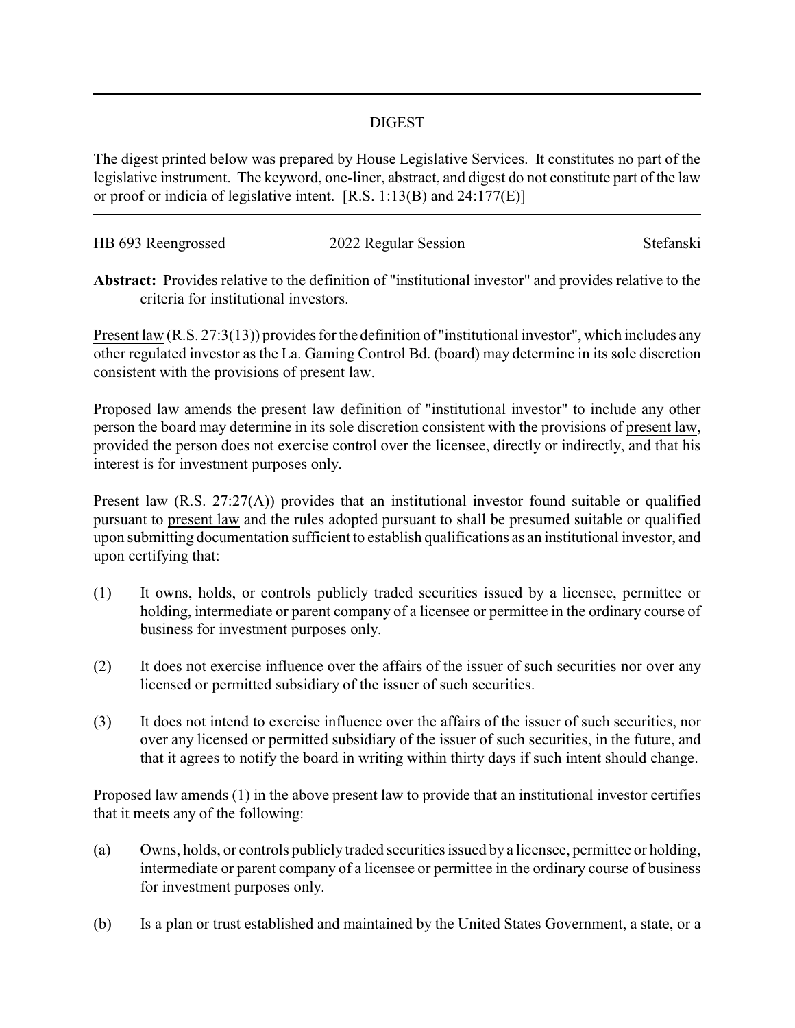# DIGEST

The digest printed below was prepared by House Legislative Services. It constitutes no part of the legislative instrument. The keyword, one-liner, abstract, and digest do not constitute part of the law or proof or indicia of legislative intent. [R.S. 1:13(B) and 24:177(E)]

HB 693 Reengrossed | 2022 Regular Session | Stefanski

**Abstract:** Provides relative to the definition of "institutional investor" and provides relative to the criteria for institutional investors.

Present law (R.S. 27:3(13)) provides for the definition of "institutional investor", which includes any other regulated investor as the La. Gaming Control Bd. (board) may determine in its sole discretion consistent with the provisions of present law.

Proposed law amends the present law definition of "institutional investor" to include any other person the board may determine in its sole discretion consistent with the provisions of present law, provided the person does not exercise control over the licensee, directly or indirectly, and that his interest is for investment purposes only.

Present law (R.S. 27:27(A)) provides that an institutional investor found suitable or qualified pursuant to present law and the rules adopted pursuant to shall be presumed suitable or qualified upon submitting documentation sufficient to establish qualifications as an institutional investor, and upon certifying that:

(1) It owns, holds, or controls publicly traded securities issued by a licensee, permittee or holding, intermediate or parent company of a licensee or permittee in the ordinary course of business for investment purposes only.

(2) It does not exercise influence over the affairs of the issuer of such securities nor over any licensed or permitted subsidiary of the issuer of such securities.

(3) It does not intend to exercise influence over the affairs of the issuer of such securities, nor over any licensed or permitted subsidiary of the issuer of such securities, in the future, and that it agrees to notify the board in writing within thirty days if such intent should change.

Proposed law amends (1) in the above present law to provide that an institutional investor certifies that it meets any of the following:

(a) Owns, holds, or controls publicly traded securities issued by a licensee, permittee or holding, intermediate or parent company of a licensee or permittee in the ordinary course of business for investment purposes only.

(b) Is a plan or trust established and maintained by the United States Government, a state, or a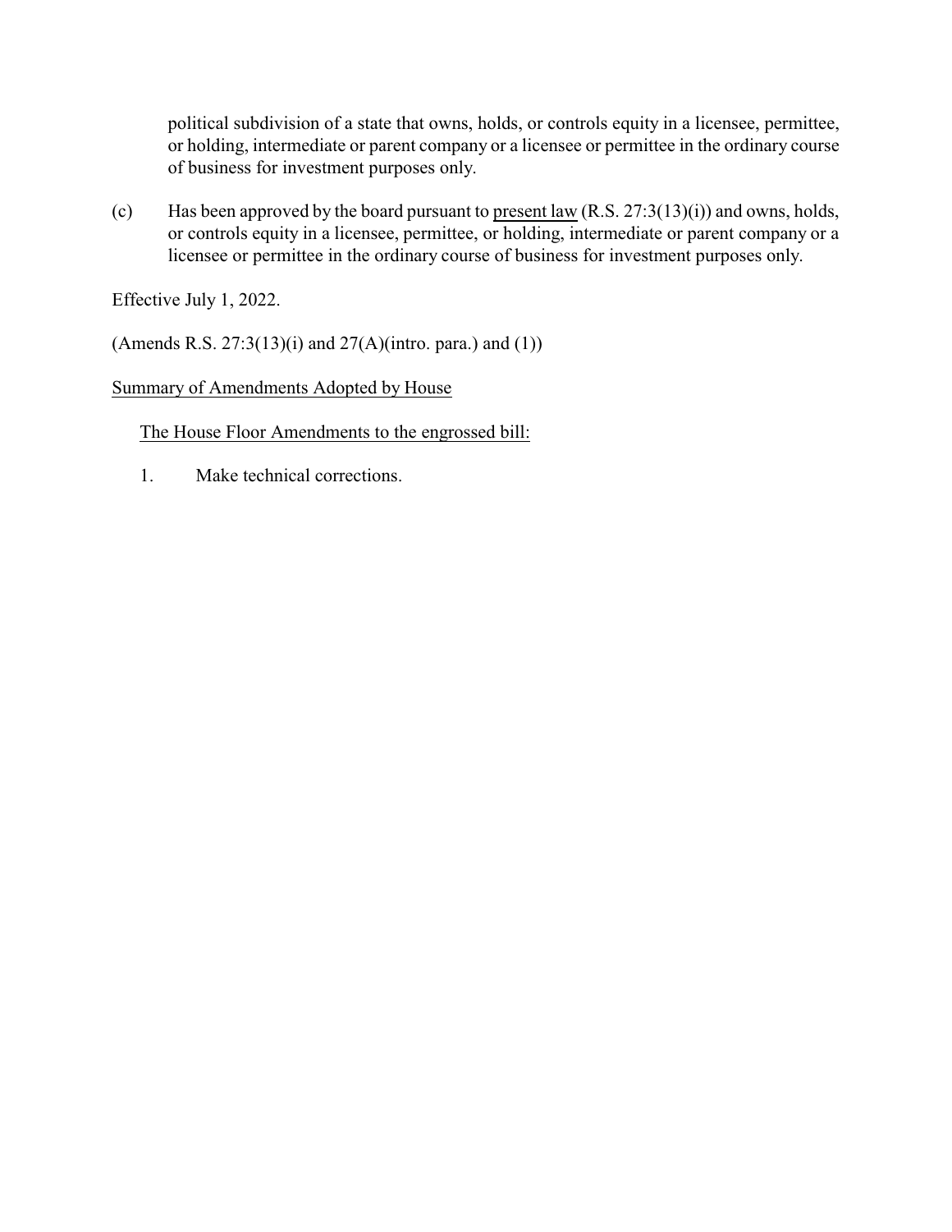political subdivision of a state that owns, holds, or controls equity in a licensee, permittee, or holding, intermediate or parent company or a licensee or permittee in the ordinary course of business for investment purposes only.

(c) Has been approved by the board pursuant to present law (R.S. 27:3(13)(i)) and owns, holds, or controls equity in a licensee, permittee, or holding, intermediate or parent company or a licensee or permittee in the ordinary course of business for investment purposes only.

Effective July 1, 2022.

(Amends R.S. 27:3(13)(i) and 27(A)(intro. para.) and (1))

Summary of Amendments Adopted by House

The House Floor Amendments to the engrossed bill:

1. Make technical corrections.